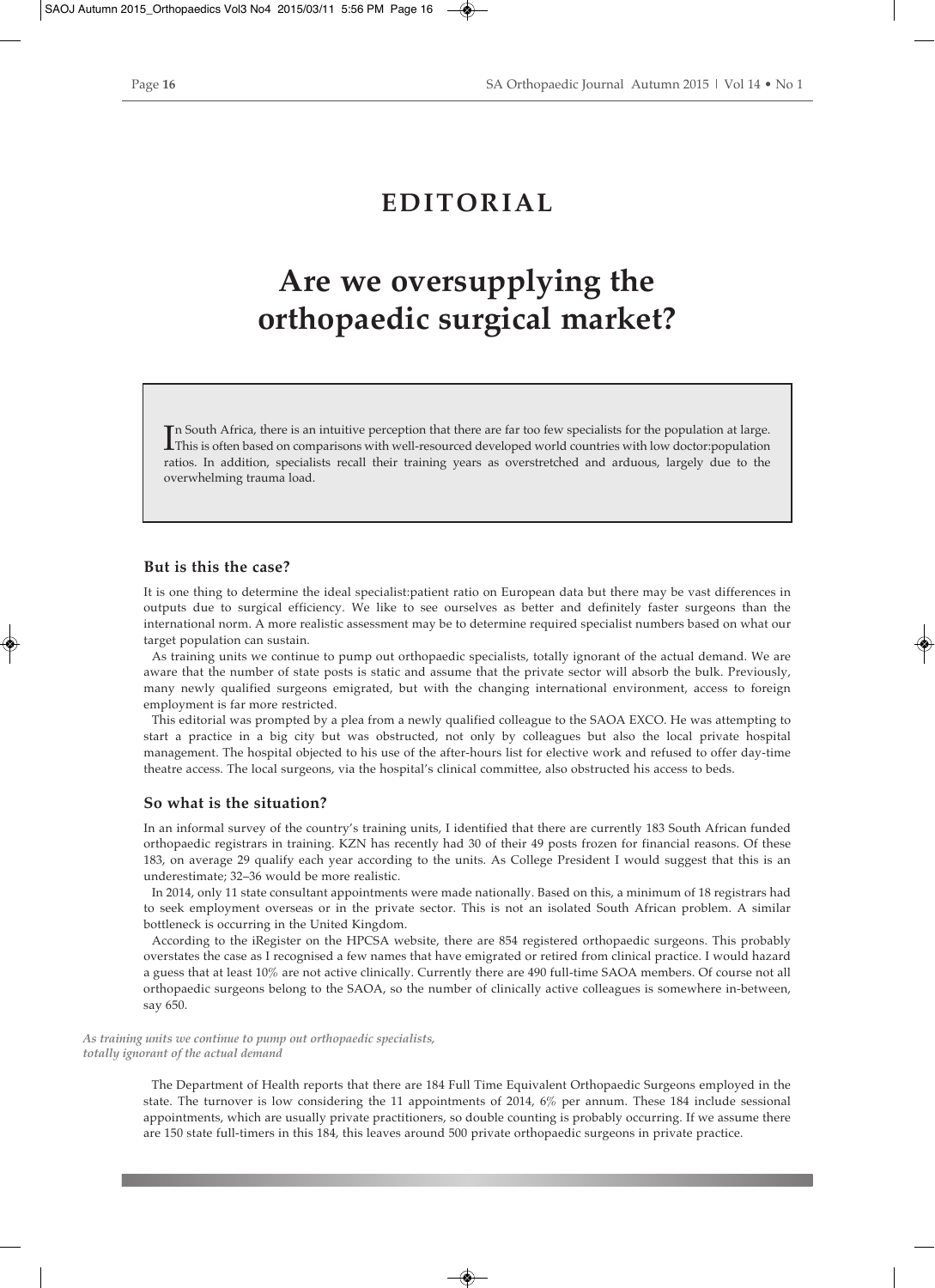# EDITORIAL

# Are we oversupplying the orthopaedic surgical market?

In South Africa, there is an intuitive perception that there are far too few specialists for the population at large. This is often based on comparisons with well-resourced developed world countries with low doctor:population ratios. In addition, specialists recall their training years as overstretched and arduous, largely due to the overwhelming trauma load.

### But is this the case?

It is one thing to determine the ideal specialist:patient ratio on European data but there may be vast differences in outputs due to surgical efficiency. We like to see ourselves as better and definitely faster surgeons than the international norm. A more realistic assessment may be to determine required specialist numbers based on what our target population can sustain.

As training units we continue to pump out orthopaedic specialists, totally ignorant of the actual demand. We are aware that the number of state posts is static and assume that the private sector will absorb the bulk. Previously, many newly qualified surgeons emigrated, but with the changing international environment, access to foreign employment is far more restricted.

This editorial was prompted by a plea from a newly qualified colleague to the SAOA EXCO. He was attempting to start a practice in a big city but was obstructed, not only by colleagues but also the local private hospital management. The hospital objected to his use of the after-hours list for elective work and refused to offer day-time theatre access. The local surgeons, via the hospital's clinical committee, also obstructed his access to beds.

### So what is the situation?

In an informal survey of the country's training units, I identified that there are currently 183 South African funded orthopaedic registrars in training. KZN has recently had 30 of their 49 posts frozen for financial reasons. Of these 183, on average 29 qualify each year according to the units. As College President I would suggest that this is an underestimate; 32–36 would be more realistic.

In 2014, only 11 state consultant appointments were made nationally. Based on this, a minimum of 18 registrars had to seek employment overseas or in the private sector. This is not an isolated South African problem. A similar bottleneck is occurring in the United Kingdom.

According to the iRegister on the HPCSA website, there are 854 registered orthopaedic surgeons. This probably overstates the case as I recognised a few names that have emigrated or retired from clinical practice. I would hazard a guess that at least 10% are not active clinically. Currently there are 490 full-time SAOA members. Of course not all orthopaedic surgeons belong to the SAOA, so the number of clinically active colleagues is somewhere in-between, say 650.

*As training units we continue to pump out orthopaedic specialists, totally ignorant of the actual demand*

The Department of Health reports that there are 184 Full Time Equivalent Orthopaedic Surgeons employed in the state. The turnover is low considering the 11 appointments of 2014, 6% per annum. These 184 include sessional appointments, which are usually private practitioners, so double counting is probably occurring. If we assume there are 150 state full-timers in this 184, this leaves around 500 private orthopaedic surgeons in private practice.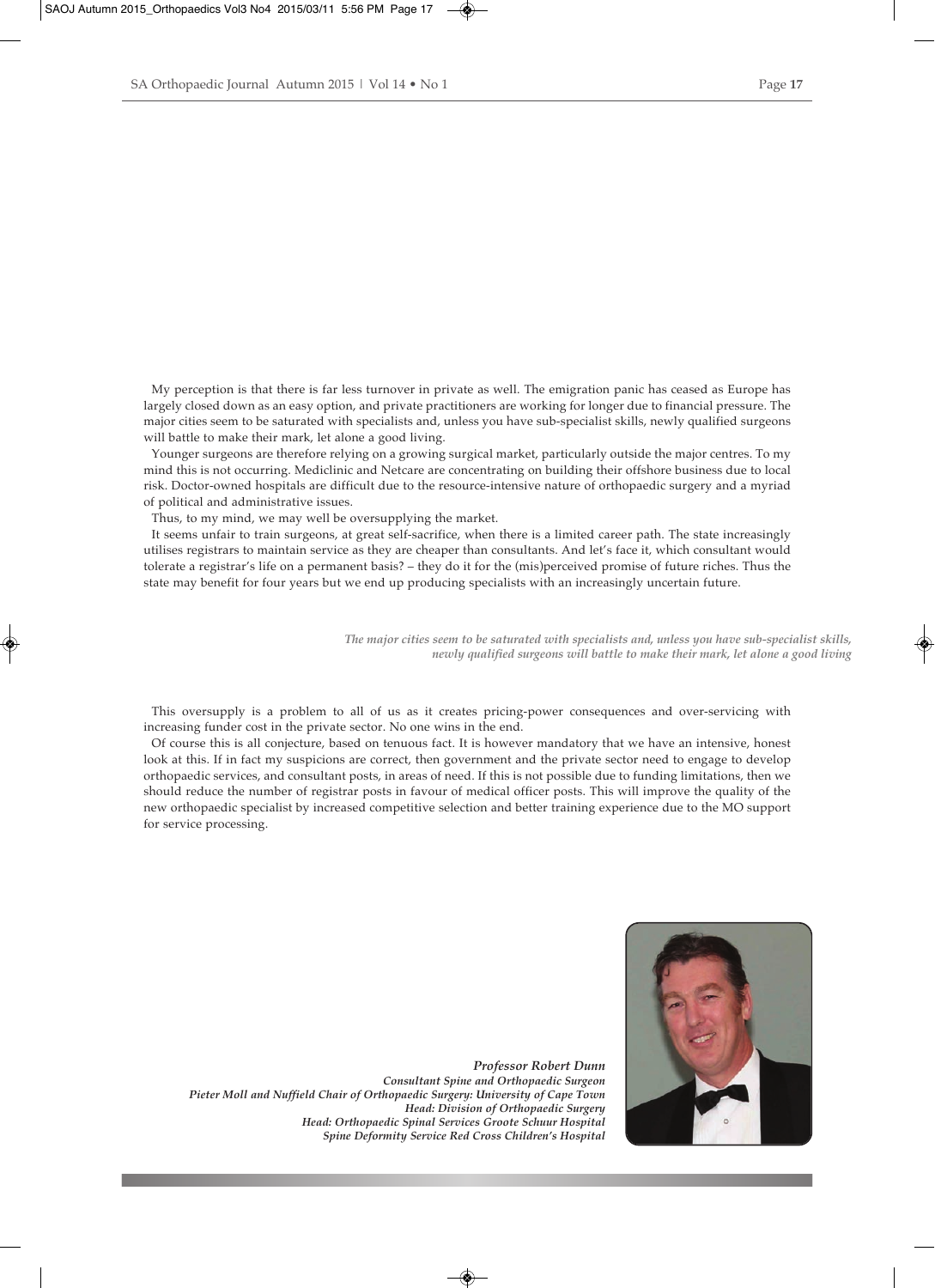My perception is that there is far less turnover in private as well. The emigration panic has ceased as Europe has largely closed down as an easy option, and private practitioners are working for longer due to financial pressure. The major cities seem to be saturated with specialists and, unless you have sub-specialist skills, newly qualified surgeons will battle to make their mark, let alone a good living.

Younger surgeons are therefore relying on a growing surgical market, particularly outside the major centres. To my mind this is not occurring. Mediclinic and Netcare are concentrating on building their offshore business due to local risk. Doctor-owned hospitals are difficult due to the resource-intensive nature of orthopaedic surgery and a myriad of political and administrative issues.

Thus, to my mind, we may well be oversupplying the market.

It seems unfair to train surgeons, at great self-sacrifice, when there is a limited career path. The state increasingly utilises registrars to maintain service as they are cheaper than consultants. And let's face it, which consultant would tolerate a registrar's life on a permanent basis? – they do it for the (mis)perceived promise of future riches. Thus the state may benefit for four years but we end up producing specialists with an increasingly uncertain future.

*The major cities seem to be saturated with specialists and, unless you have sub-specialist skills, newly qualified surgeons will battle to make their mark, let alone a good living*

This oversupply is a problem to all of us as it creates pricing-power consequences and over-servicing with increasing funder cost in the private sector. No one wins in the end.

Of course this is all conjecture, based on tenuous fact. It is however mandatory that we have an intensive, honest look at this. If in fact my suspicions are correct, then government and the private sector need to engage to develop orthopaedic services, and consultant posts, in areas of need. If this is not possible due to funding limitations, then we should reduce the number of registrar posts in favour of medical officer posts. This will improve the quality of the new orthopaedic specialist by increased competitive selection and better training experience due to the MO support for service processing.

***Professor Robert Dunn***
*Consultant Spine and Orthopaedic Surgeon*
*Pieter Moll and Nuffield Chair of Orthopaedic Surgery: University of Cape Town*
*Head: Division of Orthopaedic Surgery*
*Head: Orthopaedic Spinal Services Groote Schuur Hospital*
*Spine Deformity Service Red Cross Children's Hospital*